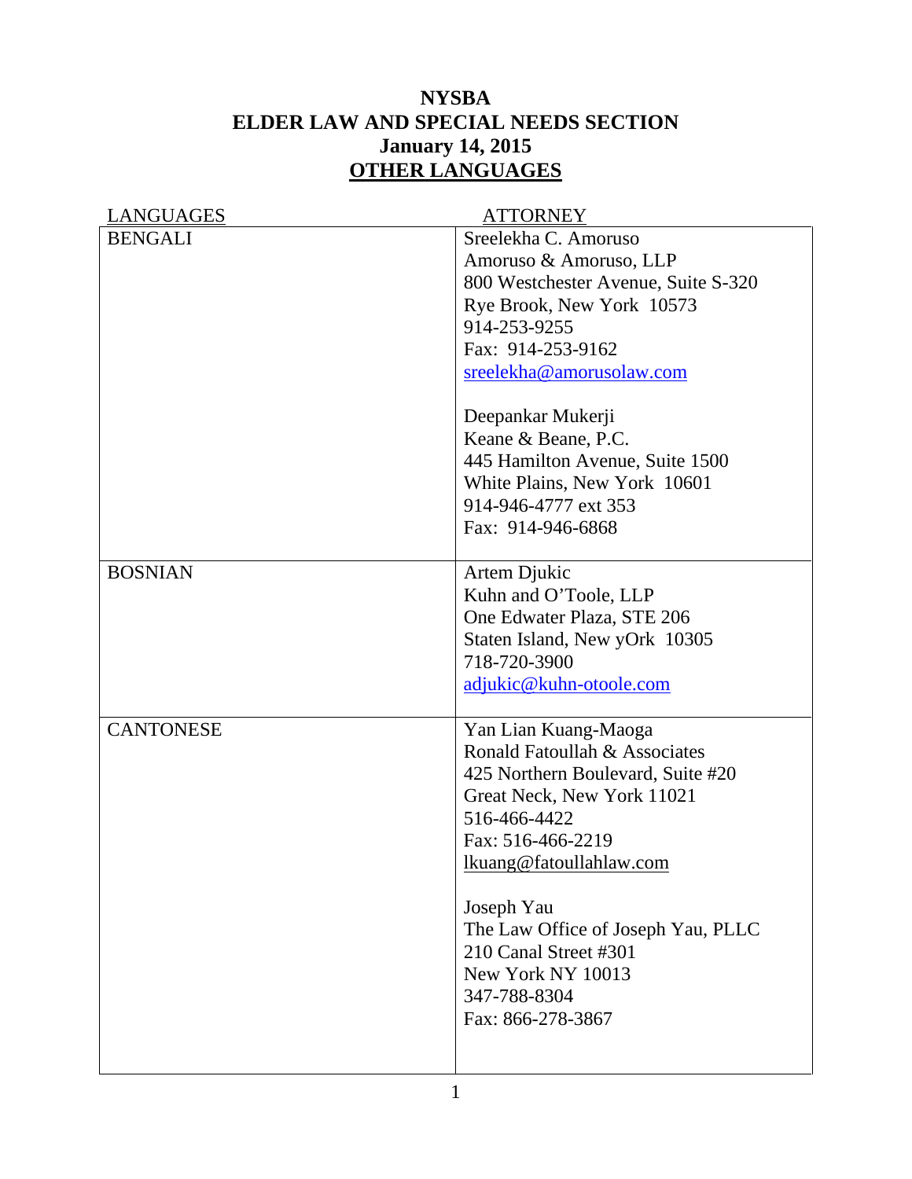# NYSBA
# ELDER LAW AND SPECIAL NEEDS SECTION
# January 14, 2015
# OTHER LANGUAGES

| LANGUAGES | ATTORNEY |
|---|---|
| BENGALI | Sreelekha C. Amoruso<br>Amoruso & Amoruso, LLP<br>800 Westchester Avenue, Suite S-320<br>Rye Brook, New York 10573<br>914-253-9255<br>Fax: 914-253-9162<br>sreelekha@amorusolaw.com<br><br>Deepankar Mukerji<br>Keane & Beane, P.C.<br>445 Hamilton Avenue, Suite 1500<br>White Plains, New York 10601<br>914-946-4777 ext 353<br>Fax: 914-946-6868 |
| BOSNIAN | Artem Djukic<br>Kuhn and O'Toole, LLP<br>One Edwater Plaza, STE 206<br>Staten Island, New yOrk 10305<br>718-720-3900<br>adjukic@kuhn-otoole.com |
| CANTONESE | Yan Lian Kuang-Maoga<br>Ronald Fatoullah & Associates<br>425 Northern Boulevard, Suite #20<br>Great Neck, New York 11021<br>516-466-4422<br>Fax: 516-466-2219<br>lkuang@fatoullahlaw.com<br><br>Joseph Yau<br>The Law Office of Joseph Yau, PLLC<br>210 Canal Street #301<br>New York NY 10013<br>347-788-8304<br>Fax: 866-278-3867 |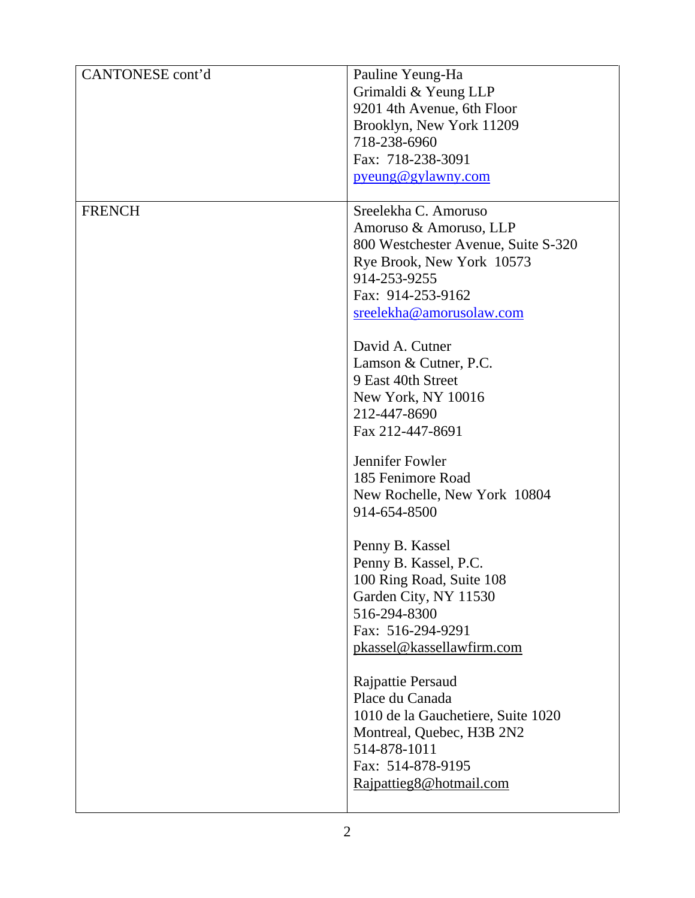| | |
|---|---|
| CANTONESE cont'd | Pauline Yeung-Ha<br>Grimaldi & Yeung LLP<br>9201 4th Avenue, 6th Floor<br>Brooklyn, New York 11209<br>718-238-6960<br>Fax: 718-238-3091<br>pyeung@gylawny.com |
| FRENCH | Sreelekha C. Amoruso<br>Amoruso & Amoruso, LLP<br>800 Westchester Avenue, Suite S-320<br>Rye Brook, New York 10573<br>914-253-9255<br>Fax: 914-253-9162<br>sreelekha@amorusolaw.com<br><br>David A. Cutner<br>Lamson & Cutner, P.C.<br>9 East 40th Street<br>New York, NY 10016<br>212-447-8690<br>Fax 212-447-8691<br><br>Jennifer Fowler<br>185 Fenimore Road<br>New Rochelle, New York 10804<br>914-654-8500<br><br>Penny B. Kassel<br>Penny B. Kassel, P.C.<br>100 Ring Road, Suite 108<br>Garden City, NY 11530<br>516-294-8300<br>Fax: 516-294-9291<br>pkassel@kassellawfirm.com<br><br>Rajpattie Persaud<br>Place du Canada<br>1010 de la Gauchetiere, Suite 1020<br>Montreal, Quebec, H3B 2N2<br>514-878-1011<br>Fax: 514-878-9195<br>Rajpattieg8@hotmail.com |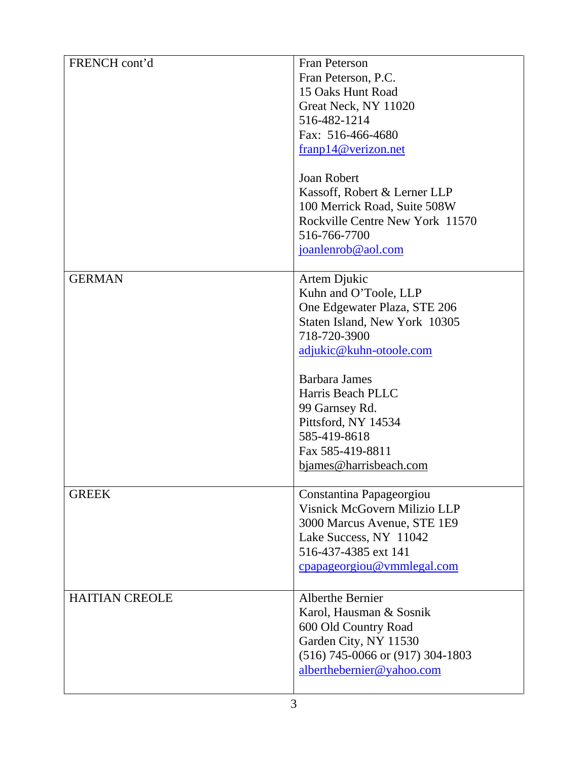| FRENCH cont'd | Fran Peterson<br>Fran Peterson, P.C.<br>15 Oaks Hunt Road<br>Great Neck, NY 11020<br>516-482-1214<br>Fax: 516-466-4680<br>franp14@verizon.net<br><br>Joan Robert<br>Kassoff, Robert & Lerner LLP<br>100 Merrick Road, Suite 508W<br>Rockville Centre New York 11570<br>516-766-7700<br>joanlenrob@aol.com |
|---|---|
| GERMAN | Artem Djukic<br>Kuhn and O'Toole, LLP<br>One Edgewater Plaza, STE 206<br>Staten Island, New York 10305<br>718-720-3900<br>adjukic@kuhn-otoole.com<br><br>Barbara James<br>Harris Beach PLLC<br>99 Garnsey Rd.<br>Pittsford, NY 14534<br>585-419-8618<br>Fax 585-419-8811<br>bjames@harrisbeach.com |
| GREEK | Constantina Papageorgiou<br>Visnick McGovern Milizio LLP<br>3000 Marcus Avenue, STE 1E9<br>Lake Success, NY 11042<br>516-437-4385 ext 141<br>cpapageorgiou@vmmlegal.com |
| HAITIAN CREOLE | Alberthe Bernier<br>Karol, Hausman & Sosnik<br>600 Old Country Road<br>Garden City, NY 11530<br>(516) 745-0066 or (917) 304-1803<br>albertheberner@yahoo.com |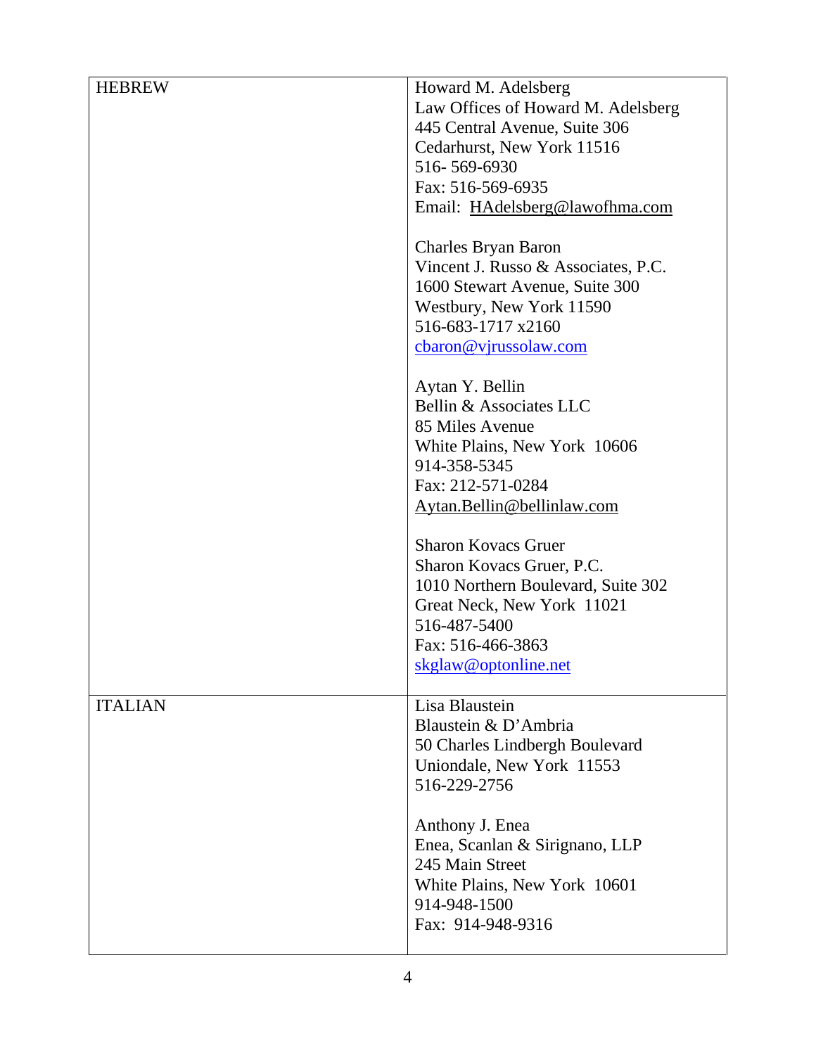| | |
|---|---|
| HEBREW | Howard M. Adelsberg<br>Law Offices of Howard M. Adelsberg<br>445 Central Avenue, Suite 306<br>Cedarhurst, New York 11516<br>516- 569-6930<br>Fax: 516-569-6935<br>Email: HAdelsberg@lawofhma.com<br><br>Charles Bryan Baron<br>Vincent J. Russo & Associates, P.C.<br>1600 Stewart Avenue, Suite 300<br>Westbury, New York 11590<br>516-683-1717 x2160<br>cbaron@vjrussolaw.com<br><br>Aytan Y. Bellin<br>Bellin & Associates LLC<br>85 Miles Avenue<br>White Plains, New York 10606<br>914-358-5345<br>Fax: 212-571-0284<br>Aytan.Bellin@bellinlaw.com<br><br>Sharon Kovacs Gruer<br>Sharon Kovacs Gruer, P.C.<br>1010 Northern Boulevard, Suite 302<br>Great Neck, New York 11021<br>516-487-5400<br>Fax: 516-466-3863<br>skglaw@optonline.net |
| ITALIAN | Lisa Blaustein<br>Blaustein & D'Ambria<br>50 Charles Lindbergh Boulevard<br>Uniondale, New York 11553<br>516-229-2756<br><br>Anthony J. Enea<br>Enea, Scanlan & Sirignano, LLP<br>245 Main Street<br>White Plains, New York 10601<br>914-948-1500<br>Fax: 914-948-9316 |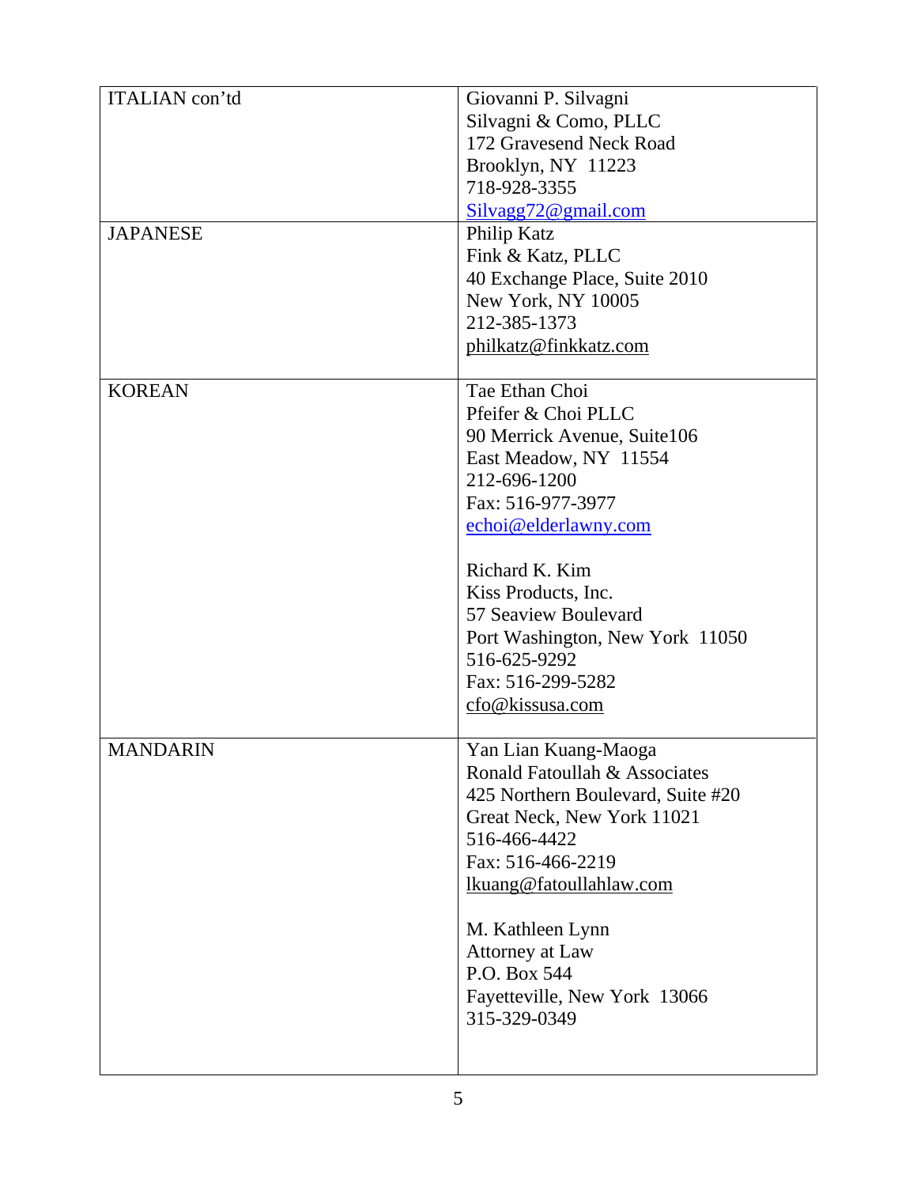| ITALIAN con'td | Giovanni P. Silvagni<br>Silvagni & Como, PLLC<br>172 Gravesend Neck Road<br>Brooklyn, NY 11223<br>718-928-3355<br>Silvagg72@gmail.com |
|---|---|
| JAPANESE | Philip Katz<br>Fink & Katz, PLLC<br>40 Exchange Place, Suite 2010<br>New York, NY 10005<br>212-385-1373<br>philkatz@finkkatz.com |
| KOREAN | Tae Ethan Choi<br>Pfeifer & Choi PLLC<br>90 Merrick Avenue, Suite106<br>East Meadow, NY 11554<br>212-696-1200<br>Fax: 516-977-3977<br>echoi@elderlawny.com<br><br>Richard K. Kim<br>Kiss Products, Inc.<br>57 Seaview Boulevard<br>Port Washington, New York 11050<br>516-625-9292<br>Fax: 516-299-5282<br>cfo@kissusa.com |
| MANDARIN | Yan Lian Kuang-Maoga<br>Ronald Fatoullah & Associates<br>425 Northern Boulevard, Suite #20<br>Great Neck, New York 11021<br>516-466-4422<br>Fax: 516-466-2219<br>lkuang@fatoullahlaw.com<br><br>M. Kathleen Lynn<br>Attorney at Law<br>P.O. Box 544<br>Fayetteville, New York 13066<br>315-329-0349 |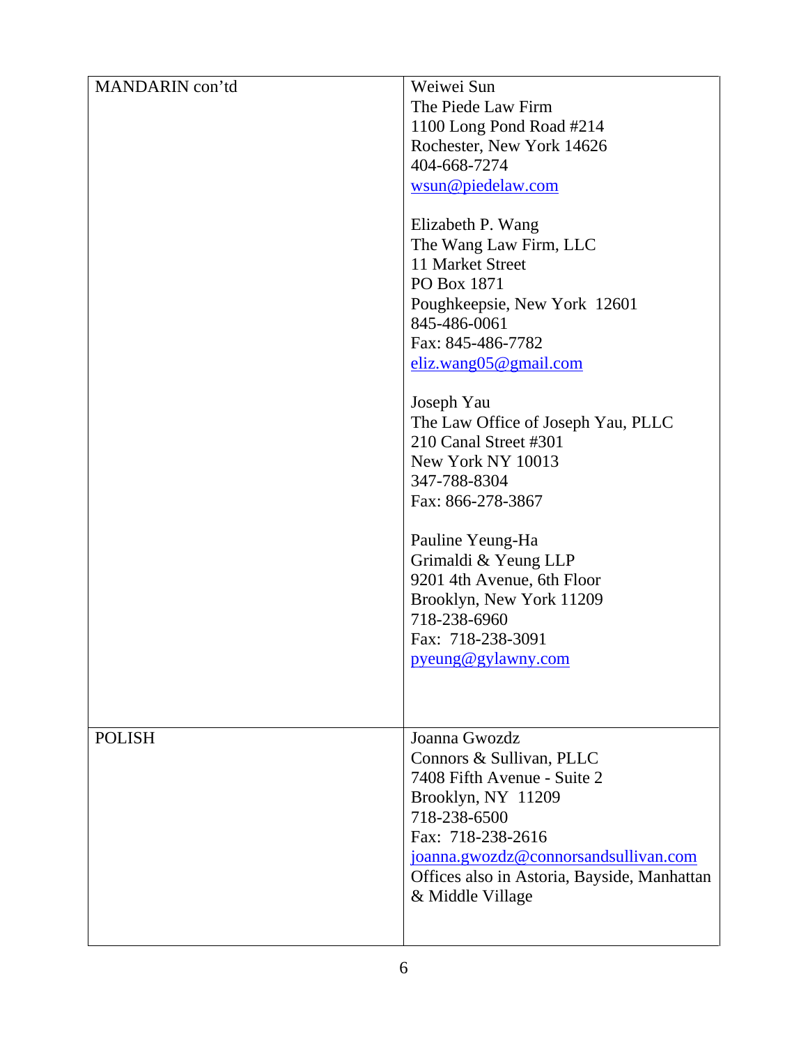| | |
|---|---|
| MANDARIN con'td | Weiwei Sun<br>The Piede Law Firm<br>1100 Long Pond Road #214<br>Rochester, New York 14626<br>404-668-7274<br>wsun@piedelaw.com<br><br>Elizabeth P. Wang<br>The Wang Law Firm, LLC<br>11 Market Street<br>PO Box 1871<br>Poughkeepsie, New York 12601<br>845-486-0061<br>Fax: 845-486-7782<br>eliz.wang05@gmail.com<br><br>Joseph Yau<br>The Law Office of Joseph Yau, PLLC<br>210 Canal Street #301<br>New York NY 10013<br>347-788-8304<br>Fax: 866-278-3867<br><br>Pauline Yeung-Ha<br>Grimaldi & Yeung LLP<br>9201 4th Avenue, 6th Floor<br>Brooklyn, New York 11209<br>718-238-6960<br>Fax: 718-238-3091<br>pyeung@gylawny.com |
| POLISH | Joanna Gwozdz<br>Connors & Sullivan, PLLC<br>7408 Fifth Avenue - Suite 2<br>Brooklyn, NY 11209<br>718-238-6500<br>Fax: 718-238-2616<br>joanna.gwozdz@connorsandsullivan.com<br>Offices also in Astoria, Bayside, Manhattan & Middle Village |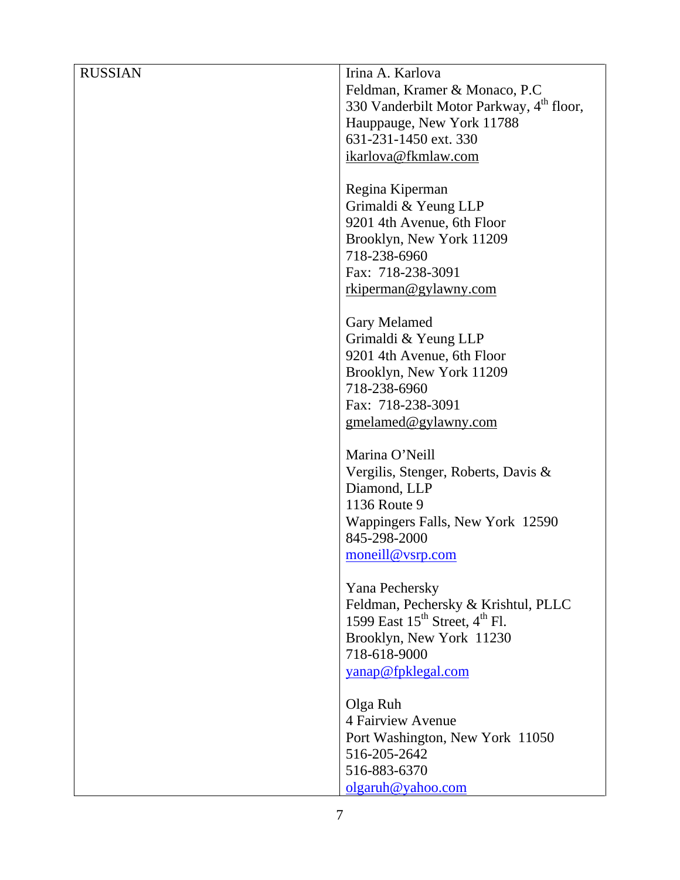| RUSSIAN | Irina A. Karlova<br>Feldman, Kramer & Monaco, P.C<br>330 Vanderbilt Motor Parkway, 4th floor,<br>Hauppauge, New York 11788<br>631-231-1450 ext. 330<br>ikarlova@fkmlaw.com<br><br>Regina Kiperman<br>Grimaldi & Yeung LLP<br>9201 4th Avenue, 6th Floor<br>Brooklyn, New York 11209<br>718-238-6960<br>Fax: 718-238-3091<br>rkiperman@gylawny.com<br><br>Gary Melamed<br>Grimaldi & Yeung LLP<br>9201 4th Avenue, 6th Floor<br>Brooklyn, New York 11209<br>718-238-6960<br>Fax: 718-238-3091<br>gmelamed@gylawny.com<br><br>Marina O'Neill<br>Vergilis, Stenger, Roberts, Davis &<br>Diamond, LLP<br>1136 Route 9<br>Wappingers Falls, New York 12590<br>845-298-2000<br>moneill@vsrp.com<br><br>Yana Pechersky<br>Feldman, Pechersky & Krishtul, PLLC<br>1599 East 15th Street, 4th Fl.<br>Brooklyn, New York 11230<br>718-618-9000<br>yanap@fpklegal.com<br><br>Olga Ruh<br>4 Fairview Avenue<br>Port Washington, New York 11050<br>516-205-2642<br>516-883-6370<br>olgaruh@yahoo.com |
|---|---|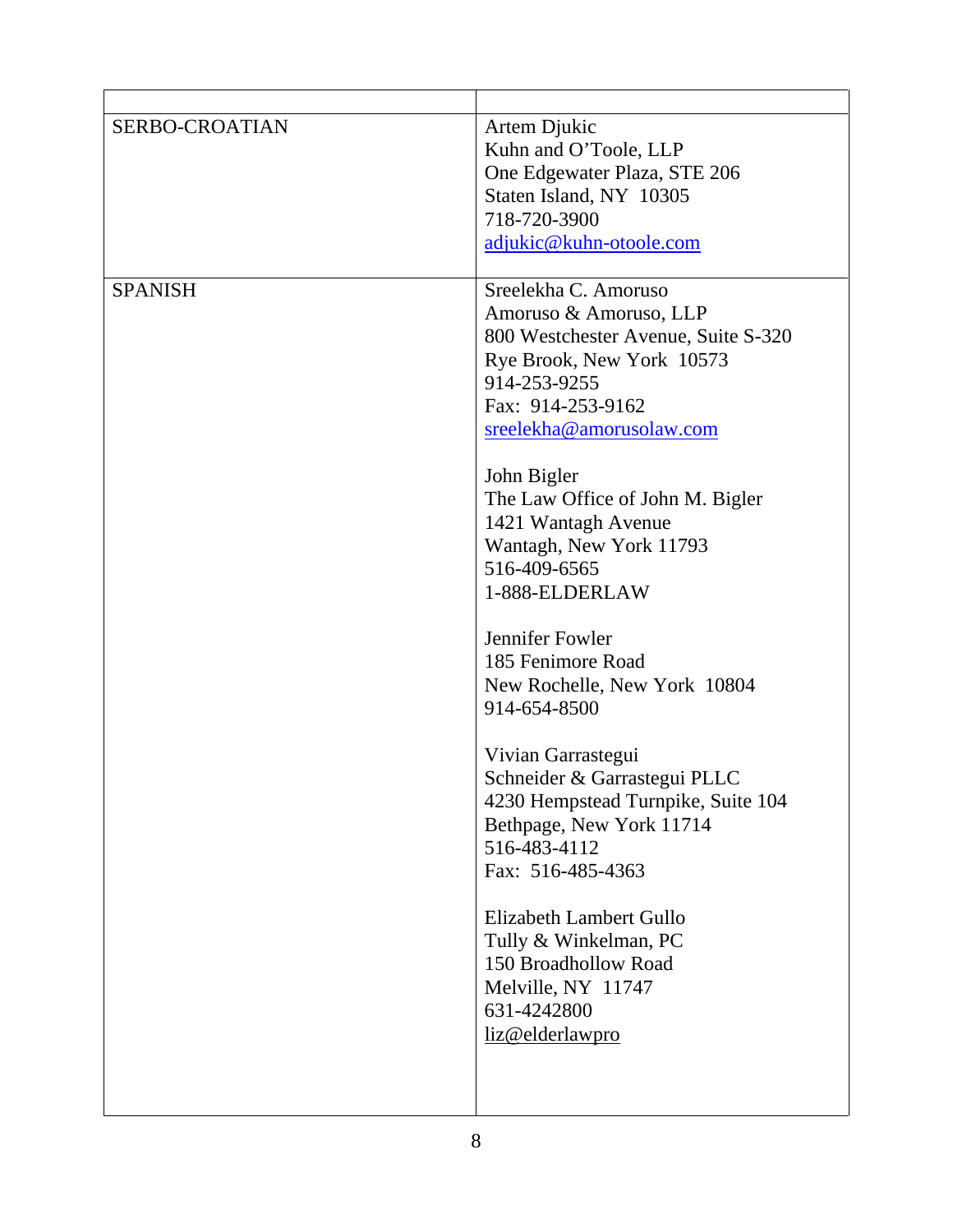| | |
|---|---|
| SERBO-CROATIAN | Artem Djukic<br>Kuhn and O'Toole, LLP<br>One Edgewater Plaza, STE 206<br>Staten Island, NY 10305<br>718-720-3900<br>adjukic@kuhn-otoole.com |
| SPANISH | Sreelekha C. Amoruso<br>Amoruso & Amoruso, LLP<br>800 Westchester Avenue, Suite S-320<br>Rye Brook, New York 10573<br>914-253-9255<br>Fax: 914-253-9162<br>sreelekha@amorusolaw.com<br><br>John Bigler<br>The Law Office of John M. Bigler<br>1421 Wantagh Avenue<br>Wantagh, New York 11793<br>516-409-6565<br>1-888-ELDERLAW<br><br>Jennifer Fowler<br>185 Fenimore Road<br>New Rochelle, New York 10804<br>914-654-8500<br><br>Vivian Garrastegui<br>Schneider & Garrastegui PLLC<br>4230 Hempstead Turnpike, Suite 104<br>Bethpage, New York 11714<br>516-483-4112<br>Fax: 516-485-4363<br><br>Elizabeth Lambert Gullo<br>Tully & Winkelman, PC<br>150 Broadhollow Road<br>Melville, NY 11747<br>631-4242800<br>liz@elderlawpro |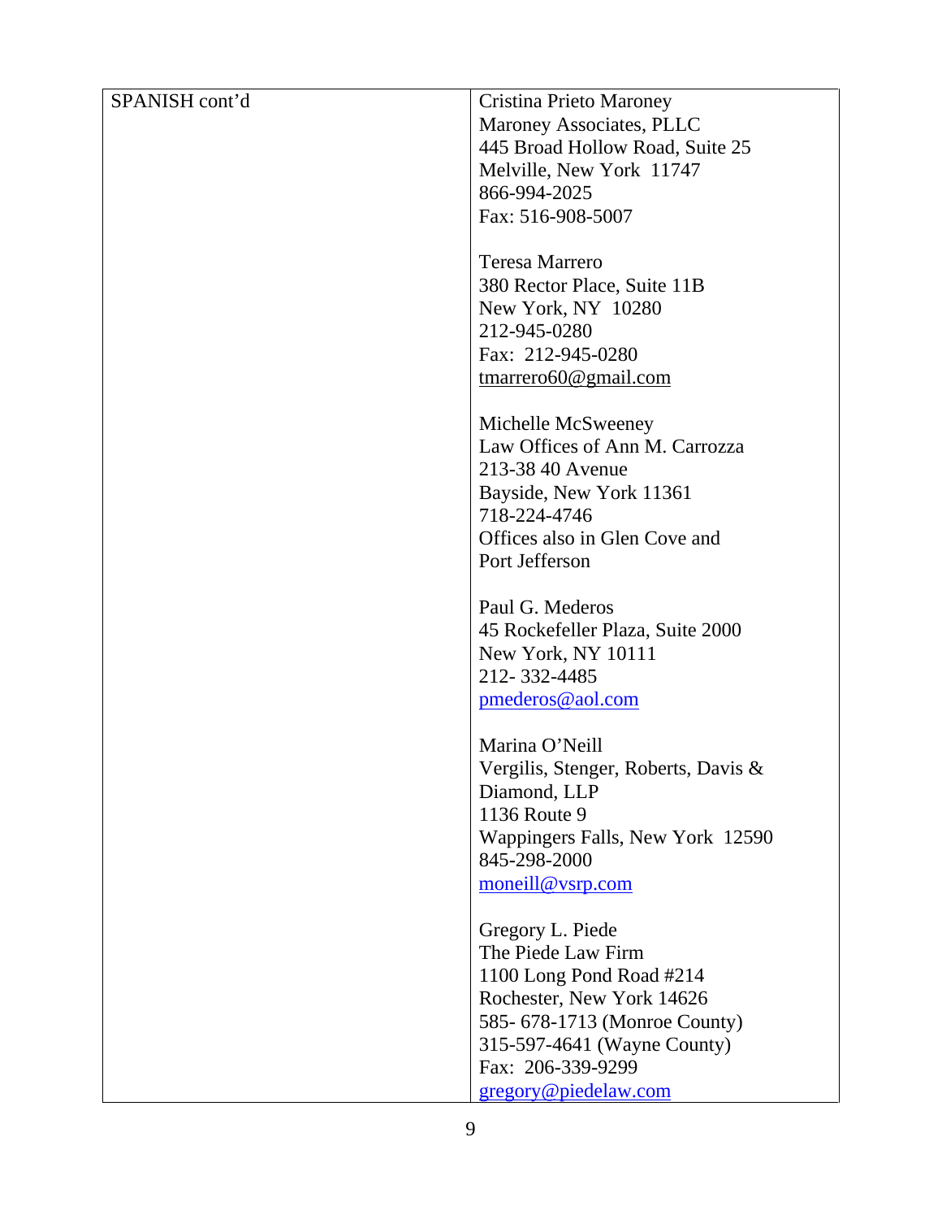| SPANISH cont'd | Cristina Prieto Maroney<br>Maroney Associates, PLLC<br>445 Broad Hollow Road, Suite 25<br>Melville, New York 11747<br>866-994-2025<br>Fax: 516-908-5007<br><br>Teresa Marrero<br>380 Rector Place, Suite 11B<br>New York, NY 10280<br>212-945-0280<br>Fax: 212-945-0280<br>tmarrero60@gmail.com<br><br>Michelle McSweeney<br>Law Offices of Ann M. Carrozza<br>213-38 40 Avenue<br>Bayside, New York 11361<br>718-224-4746<br>Offices also in Glen Cove and Port Jefferson<br><br>Paul G. Mederos<br>45 Rockefeller Plaza, Suite 2000<br>New York, NY 10111<br>212- 332-4485<br>pmederos@aol.com<br><br>Marina O'Neill<br>Vergilis, Stenger, Roberts, Davis & Diamond, LLP<br>1136 Route 9<br>Wappingers Falls, New York 12590<br>845-298-2000<br>moneill@vsrp.com<br><br>Gregory L. Piede<br>The Piede Law Firm<br>1100 Long Pond Road #214<br>Rochester, New York 14626<br>585- 678-1713 (Monroe County)<br>315-597-4641 (Wayne County)<br>Fax: 206-339-9299<br>gregory@piedelaw.com |
|---|---|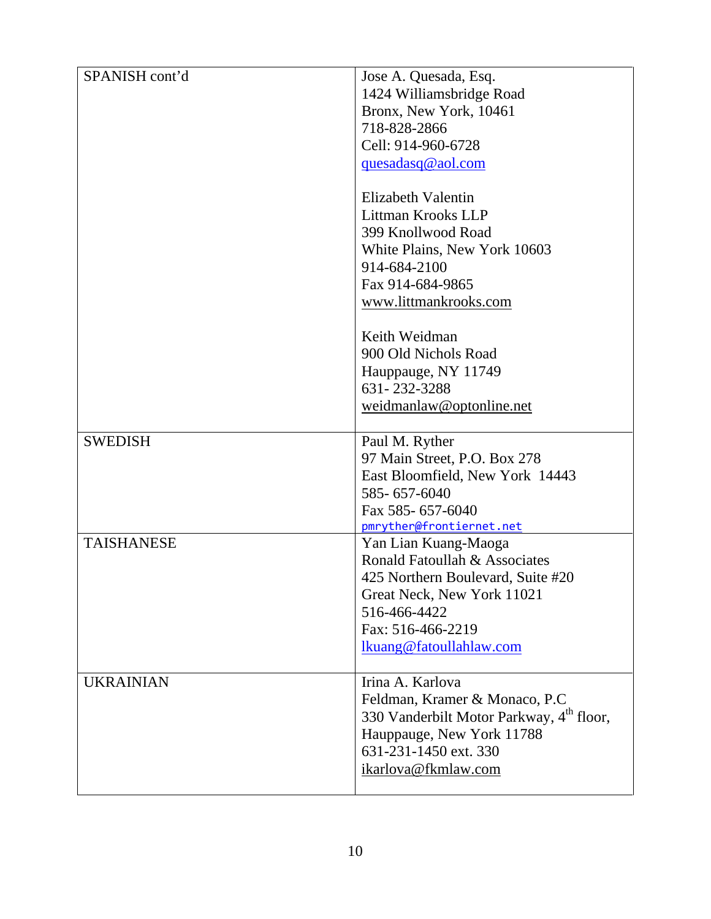| | |
|---|---|
| SPANISH cont'd | Jose A. Quesada, Esq.<br>1424 Williamsbridge Road<br>Bronx, New York, 10461<br>718-828-2866<br>Cell: 914-960-6728<br>quesadasq@aol.com<br><br>Elizabeth Valentin<br>Littman Krooks LLP<br>399 Knollwood Road<br>White Plains, New York 10603<br>914-684-2100<br>Fax 914-684-9865<br>www.littmankrooks.com<br><br>Keith Weidman<br>900 Old Nichols Road<br>Hauppauge, NY 11749<br>631- 232-3288<br>weidmanlaw@optonline.net |
| SWEDISH | Paul M. Ryther<br>97 Main Street, P.O. Box 278<br>East Bloomfield, New York 14443<br>585- 657-6040<br>Fax 585- 657-6040<br>pmryther@frontiernet.net |
| TAISHANESE | Yan Lian Kuang-Maoga<br>Ronald Fatoullah & Associates<br>425 Northern Boulevard, Suite #20<br>Great Neck, New York 11021<br>516-466-4422<br>Fax: 516-466-2219<br>lkuang@fatoullahlaw.com |
| UKRAINIAN | Irina A. Karlova<br>Feldman, Kramer & Monaco, P.C<br>330 Vanderbilt Motor Parkway, 4th floor,<br>Hauppauge, New York 11788<br>631-231-1450 ext. 330<br>ikarlova@fkmlaw.com |